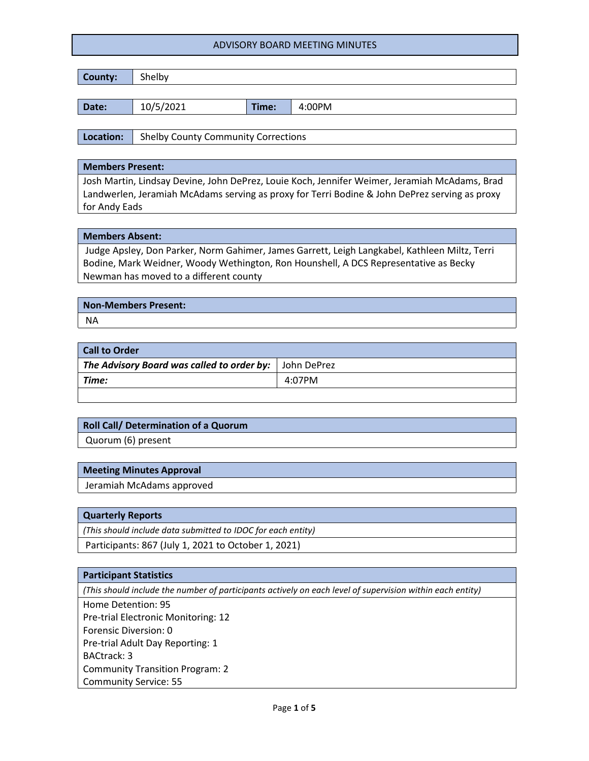# ADVISORY BOARD MEETING MINUTES

| **County:** | Shelby |
|---|---|

| **Date:** | 10/5/2021 | **Time:** | 4:00PM |
|---|---|---|---|

| **Location:** | Shelby County Community Corrections |
|---|---|

## Members Present:

Josh Martin, Lindsay Devine, John DePrez, Louie Koch, Jennifer Weimer, Jeramiah McAdams, Brad Landwerlen, Jeramiah McAdams serving as proxy for Terri Bodine & John DePrez serving as proxy for Andy Eads

## Members Absent:

Judge Apsley, Don Parker, Norm Gahimer, James Garrett, Leigh Langkabel, Kathleen Miltz, Terri Bodine, Mark Weidner, Woody Wethington, Ron Hounshell, A DCS Representative as Becky Newman has moved to a different county

## Non-Members Present:

NA

## Call to Order

| ***The Advisory Board was called to order by:*** | John DePrez |
|---|---|
| ***Time:*** | 4:07PM |

## Roll Call/ Determination of a Quorum

Quorum (6) present

## Meeting Minutes Approval

Jeramiah McAdams approved

## Quarterly Reports

*(This should include data submitted to IDOC for each entity)*

Participants: 867 (July 1, 2021 to October 1, 2021)

## Participant Statistics

*(This should include the number of participants actively on each level of supervision within each entity)*

Home Detention: 95
Pre-trial Electronic Monitoring: 12
Forensic Diversion: 0
Pre-trial Adult Day Reporting: 1
BACtrack: 3
Community Transition Program: 2
Community Service: 55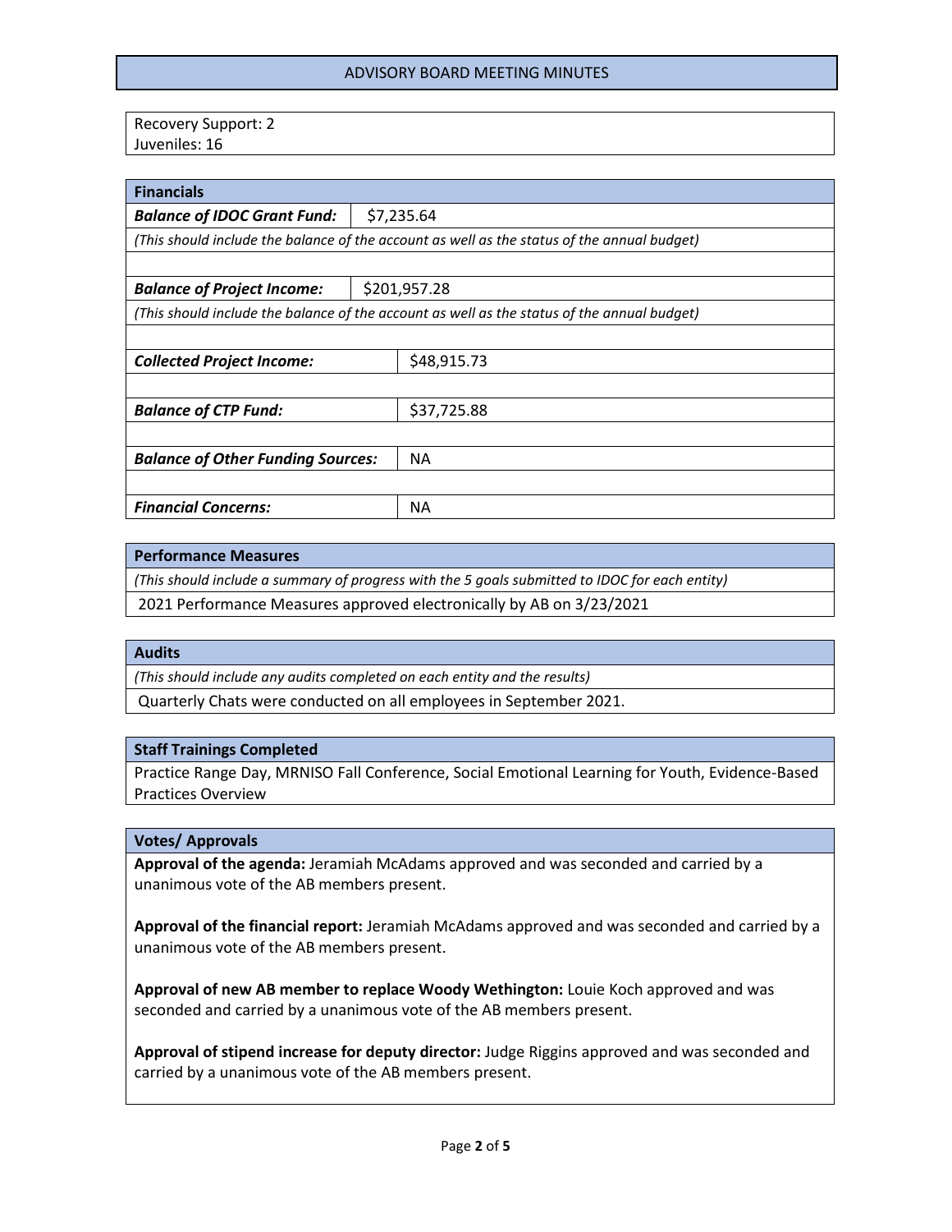Recovery Support: 2
Juveniles: 16

| **Financials** | |
|---|---|
| ***Balance of IDOC Grant Fund:*** | $7,235.64 |
| *(This should include the balance of the account as well as the status of the annual budget)* | |
| | |
| ***Balance of Project Income:*** | $201,957.28 |
| *(This should include the balance of the account as well as the status of the annual budget)* | |
| | |
| ***Collected Project Income:*** | $48,915.73 |
| | |
| ***Balance of CTP Fund:*** | $37,725.88 |
| | |
| ***Balance of Other Funding Sources:*** | NA |
| | |
| ***Financial Concerns:*** | NA |

**Performance Measures**

*(This should include a summary of progress with the 5 goals submitted to IDOC for each entity)*

2021 Performance Measures approved electronically by AB on 3/23/2021

**Audits**

*(This should include any audits completed on each entity and the results)*

Quarterly Chats were conducted on all employees in September 2021.

**Staff Trainings Completed**

Practice Range Day, MRNISO Fall Conference, Social Emotional Learning for Youth, Evidence-Based Practices Overview

**Votes/ Approvals**

**Approval of the agenda:** Jeramiah McAdams approved and was seconded and carried by a unanimous vote of the AB members present.

**Approval of the financial report:** Jeramiah McAdams approved and was seconded and carried by a unanimous vote of the AB members present.

**Approval of new AB member to replace Woody Wethington:** Louie Koch approved and was seconded and carried by a unanimous vote of the AB members present.

**Approval of stipend increase for deputy director:** Judge Riggins approved and was seconded and carried by a unanimous vote of the AB members present.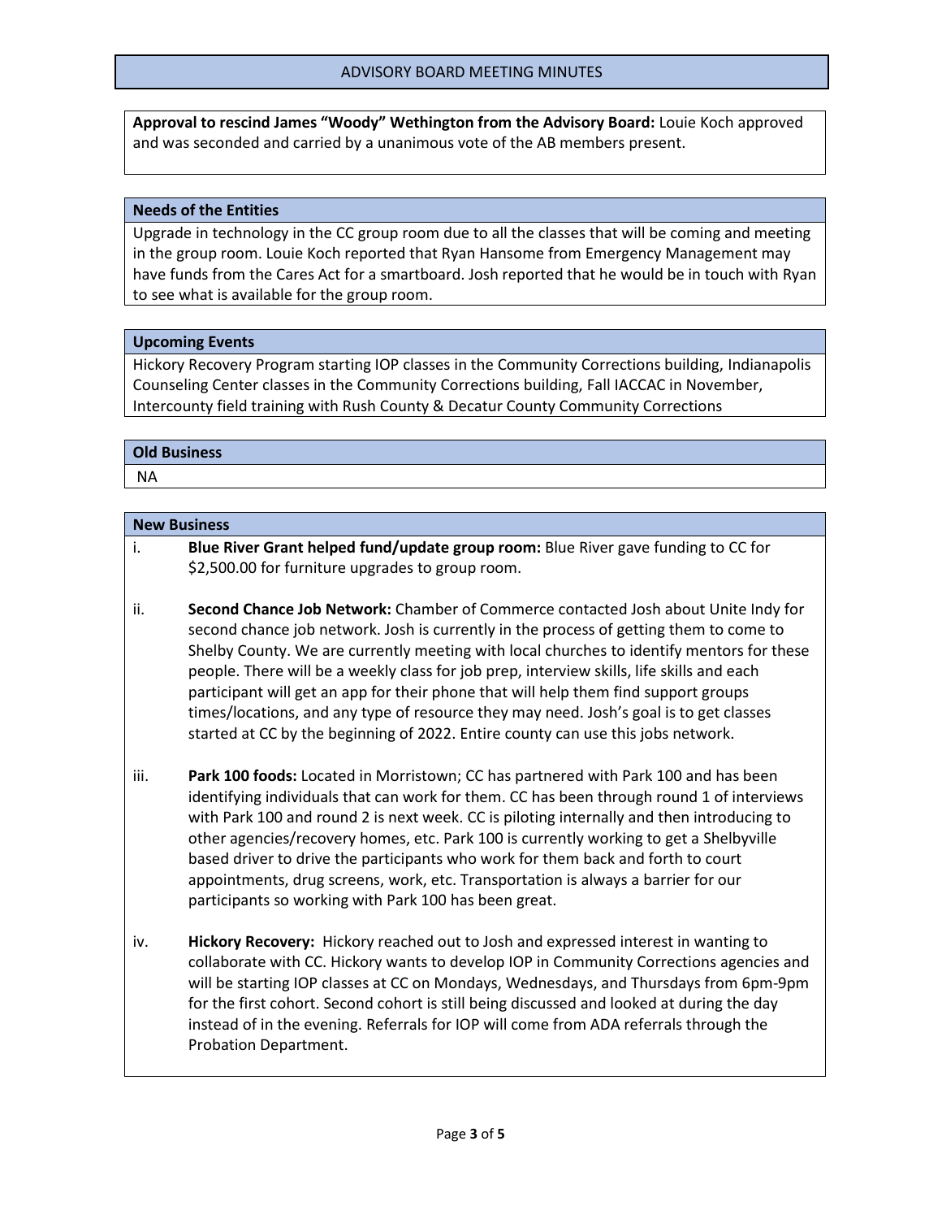ADVISORY BOARD MEETING MINUTES

**Approval to rescind James "Woody" Wethington from the Advisory Board:** Louie Koch approved and was seconded and carried by a unanimous vote of the AB members present.

## Needs of the Entities

Upgrade in technology in the CC group room due to all the classes that will be coming and meeting in the group room. Louie Koch reported that Ryan Hansome from Emergency Management may have funds from the Cares Act for a smartboard. Josh reported that he would be in touch with Ryan to see what is available for the group room.

## Upcoming Events

Hickory Recovery Program starting IOP classes in the Community Corrections building, Indianapolis Counseling Center classes in the Community Corrections building, Fall IACCAC in November, Intercounty field training with Rush County & Decatur County Community Corrections

## Old Business

NA

## New Business

i. **Blue River Grant helped fund/update group room:** Blue River gave funding to CC for $2,500.00 for furniture upgrades to group room.

ii. **Second Chance Job Network:** Chamber of Commerce contacted Josh about Unite Indy for second chance job network. Josh is currently in the process of getting them to come to Shelby County. We are currently meeting with local churches to identify mentors for these people. There will be a weekly class for job prep, interview skills, life skills and each participant will get an app for their phone that will help them find support groups times/locations, and any type of resource they may need. Josh's goal is to get classes started at CC by the beginning of 2022. Entire county can use this jobs network.

iii. **Park 100 foods:** Located in Morristown; CC has partnered with Park 100 and has been identifying individuals that can work for them. CC has been through round 1 of interviews with Park 100 and round 2 is next week. CC is piloting internally and then introducing to other agencies/recovery homes, etc. Park 100 is currently working to get a Shelbyville based driver to drive the participants who work for them back and forth to court appointments, drug screens, work, etc. Transportation is always a barrier for our participants so working with Park 100 has been great.

iv. **Hickory Recovery:** Hickory reached out to Josh and expressed interest in wanting to collaborate with CC. Hickory wants to develop IOP in Community Corrections agencies and will be starting IOP classes at CC on Mondays, Wednesdays, and Thursdays from 6pm-9pm for the first cohort. Second cohort is still being discussed and looked at during the day instead of in the evening. Referrals for IOP will come from ADA referrals through the Probation Department.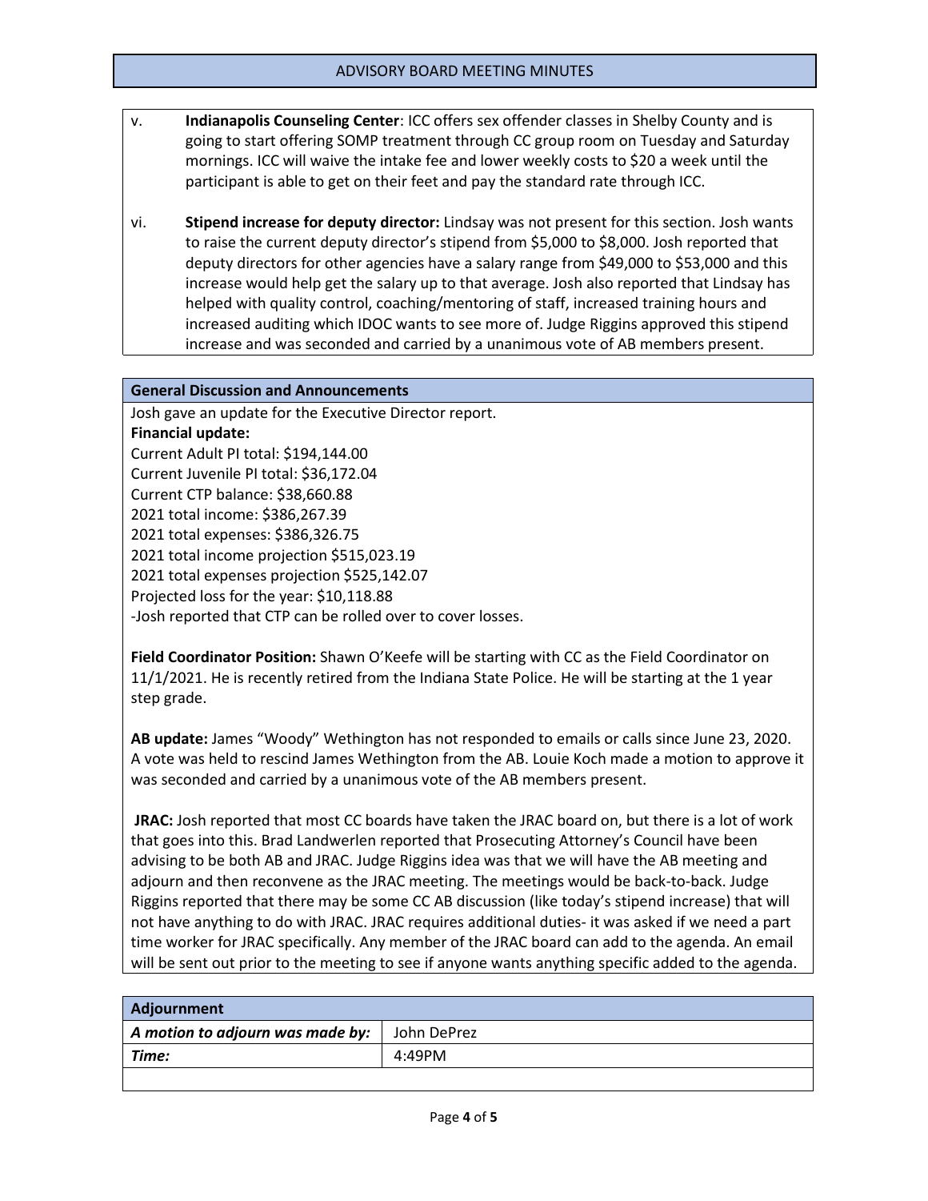v. **Indianapolis Counseling Center**: ICC offers sex offender classes in Shelby County and is going to start offering SOMP treatment through CC group room on Tuesday and Saturday mornings. ICC will waive the intake fee and lower weekly costs to $20 a week until the participant is able to get on their feet and pay the standard rate through ICC.

vi. **Stipend increase for deputy director:** Lindsay was not present for this section. Josh wants to raise the current deputy director's stipend from $5,000 to $8,000. Josh reported that deputy directors for other agencies have a salary range from $49,000 to $53,000 and this increase would help get the salary up to that average. Josh also reported that Lindsay has helped with quality control, coaching/mentoring of staff, increased training hours and increased auditing which IDOC wants to see more of. Judge Riggins approved this stipend increase and was seconded and carried by a unanimous vote of AB members present.

## General Discussion and Announcements

Josh gave an update for the Executive Director report.

**Financial update:**

Current Adult PI total: $194,144.00
Current Juvenile PI total: $36,172.04
Current CTP balance: $38,660.88
2021 total income: $386,267.39
2021 total expenses: $386,326.75
2021 total income projection $515,023.19
2021 total expenses projection $525,142.07
Projected loss for the year: $10,118.88
-Josh reported that CTP can be rolled over to cover losses.

**Field Coordinator Position:** Shawn O'Keefe will be starting with CC as the Field Coordinator on 11/1/2021. He is recently retired from the Indiana State Police. He will be starting at the 1 year step grade.

**AB update:** James "Woody" Wethington has not responded to emails or calls since June 23, 2020. A vote was held to rescind James Wethington from the AB. Louie Koch made a motion to approve it was seconded and carried by a unanimous vote of the AB members present.

**JRAC:** Josh reported that most CC boards have taken the JRAC board on, but there is a lot of work that goes into this. Brad Landwerlen reported that Prosecuting Attorney's Council have been advising to be both AB and JRAC. Judge Riggins idea was that we will have the AB meeting and adjourn and then reconvene as the JRAC meeting. The meetings would be back-to-back. Judge Riggins reported that there may be some CC AB discussion (like today's stipend increase) that will not have anything to do with JRAC. JRAC requires additional duties- it was asked if we need a part time worker for JRAC specifically. Any member of the JRAC board can add to the agenda. An email will be sent out prior to the meeting to see if anyone wants anything specific added to the agenda.

## Adjournment

| | |
|---|---|
| ***A motion to adjourn was made by:*** | John DePrez |
| ***Time:*** | 4:49PM |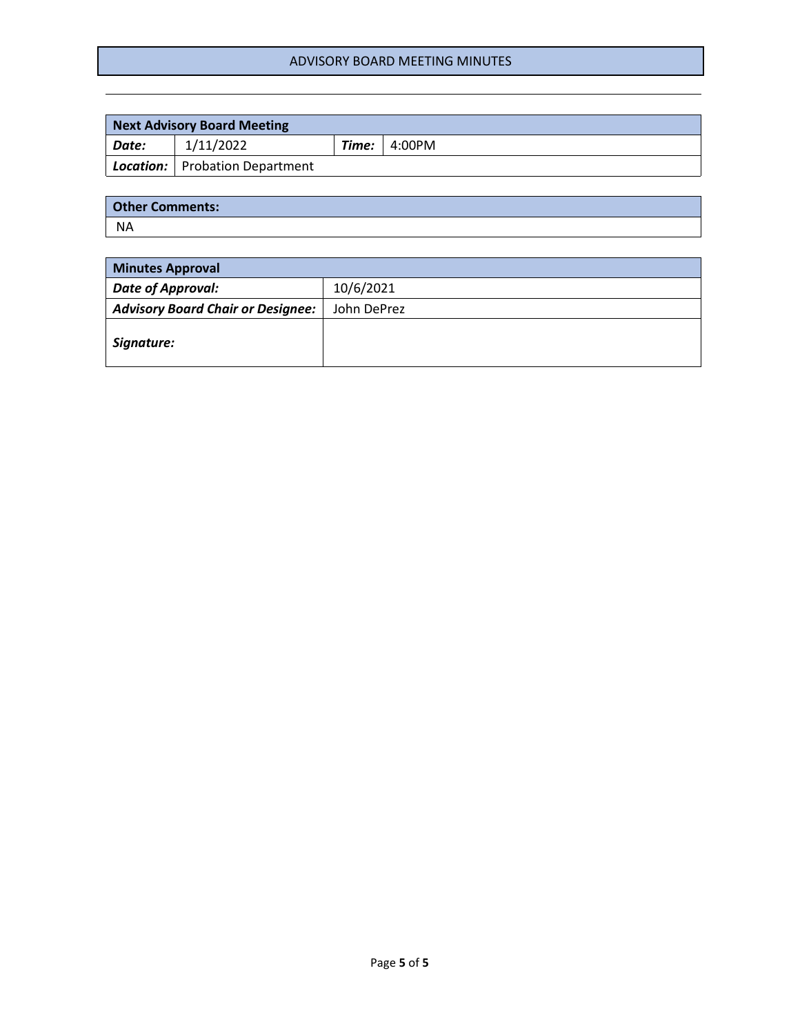| Next Advisory Board Meeting | | | |
|---|---|---|---|
| ***Date:*** | 1/11/2022 | ***Time:*** | 4:00PM |
| ***Location:*** | Probation Department | | |

| Other Comments: |
|---|
| NA |

| Minutes Approval | |
|---|---|
| ***Date of Approval:*** | 10/6/2021 |
| ***Advisory Board Chair or Designee:*** | John DePrez |
| ***Signature:*** | |